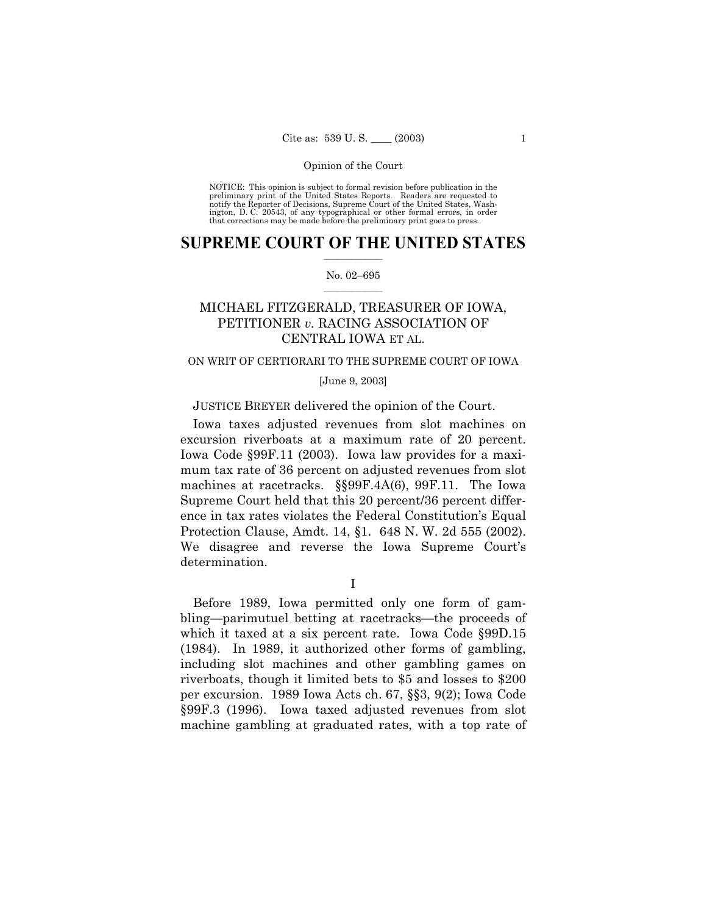NOTICE: This opinion is subject to formal revision before publication in the preliminary print of the United States Reports. Readers are requested to notify the Reporter of Decisions, Supreme Court of the United States, Washington, D. C. 20543, of any typographical or other formal errors, in order that corrections may be made before the preliminary print goes to press.

# SUPREME COURT OF THE UNITED STATES

No. 02–695

## MICHAEL FITZGERALD, TREASURER OF IOWA, PETITIONER *v.* RACING ASSOCIATION OF CENTRAL IOWA ET AL.

ON WRIT OF CERTIORARI TO THE SUPREME COURT OF IOWA

[June 9, 2003]

JUSTICE BREYER delivered the opinion of the Court.

Iowa taxes adjusted revenues from slot machines on excursion riverboats at a maximum rate of 20 percent. Iowa Code §99F.11 (2003). Iowa law provides for a maximum tax rate of 36 percent on adjusted revenues from slot machines at racetracks. §§99F.4A(6), 99F.11. The Iowa Supreme Court held that this 20 percent/36 percent difference in tax rates violates the Federal Constitution's Equal Protection Clause, Amdt. 14, §1. 648 N. W. 2d 555 (2002). We disagree and reverse the Iowa Supreme Court's determination.

I

Before 1989, Iowa permitted only one form of gambling—parimutuel betting at racetracks—the proceeds of which it taxed at a six percent rate. Iowa Code §99D.15 (1984). In 1989, it authorized other forms of gambling, including slot machines and other gambling games on riverboats, though it limited bets to $5 and losses to $200 per excursion. 1989 Iowa Acts ch. 67, §§3, 9(2); Iowa Code §99F.3 (1996). Iowa taxed adjusted revenues from slot machine gambling at graduated rates, with a top rate of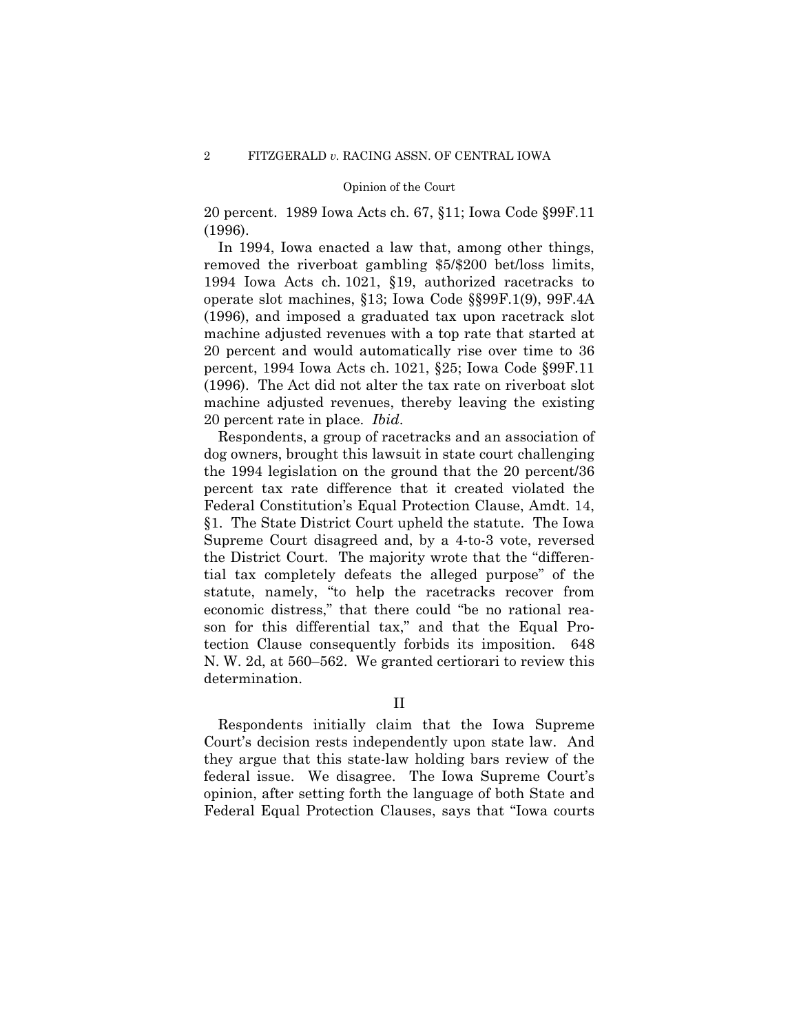20 percent. 1989 Iowa Acts ch. 67, §11; Iowa Code §99F.11 (1996).

In 1994, Iowa enacted a law that, among other things, removed the riverboat gambling $5/$200 bet/loss limits, 1994 Iowa Acts ch. 1021, §19, authorized racetracks to operate slot machines, §13; Iowa Code §§99F.1(9), 99F.4A (1996), and imposed a graduated tax upon racetrack slot machine adjusted revenues with a top rate that started at 20 percent and would automatically rise over time to 36 percent, 1994 Iowa Acts ch. 1021, §25; Iowa Code §99F.11 (1996). The Act did not alter the tax rate on riverboat slot machine adjusted revenues, thereby leaving the existing 20 percent rate in place. *Ibid*.

Respondents, a group of racetracks and an association of dog owners, brought this lawsuit in state court challenging the 1994 legislation on the ground that the 20 percent/36 percent tax rate difference that it created violated the Federal Constitution's Equal Protection Clause, Amdt. 14, §1. The State District Court upheld the statute. The Iowa Supreme Court disagreed and, by a 4-to-3 vote, reversed the District Court. The majority wrote that the "differential tax completely defeats the alleged purpose" of the statute, namely, "to help the racetracks recover from economic distress," that there could "be no rational reason for this differential tax," and that the Equal Protection Clause consequently forbids its imposition. 648 N. W. 2d, at 560–562. We granted certiorari to review this determination.

## II

Respondents initially claim that the Iowa Supreme Court's decision rests independently upon state law. And they argue that this state-law holding bars review of the federal issue. We disagree. The Iowa Supreme Court's opinion, after setting forth the language of both State and Federal Equal Protection Clauses, says that "Iowa courts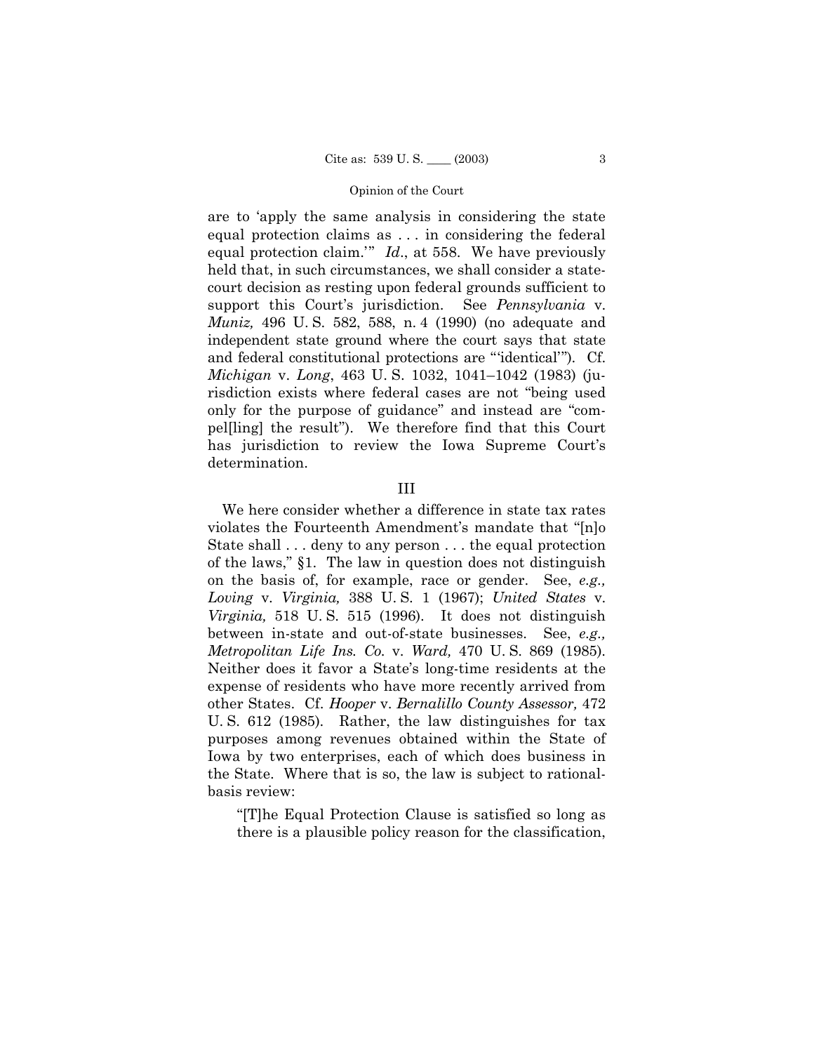are to 'apply the same analysis in considering the state equal protection claims as . . . in considering the federal equal protection claim.'" *Id*., at 558. We have previously held that, in such circumstances, we shall consider a state-court decision as resting upon federal grounds sufficient to support this Court's jurisdiction. See *Pennsylvania* v. *Muniz,* 496 U. S. 582, 588, n. 4 (1990) (no adequate and independent state ground where the court says that state and federal constitutional protections are "'identical'"). Cf. *Michigan* v. *Long*, 463 U. S. 1032, 1041–1042 (1983) (jurisdiction exists where federal cases are not "being used only for the purpose of guidance" and instead are "compel[ling] the result"). We therefore find that this Court has jurisdiction to review the Iowa Supreme Court's determination.

## III

We here consider whether a difference in state tax rates violates the Fourteenth Amendment's mandate that "[n]o State shall . . . deny to any person . . . the equal protection of the laws," §1. The law in question does not distinguish on the basis of, for example, race or gender. See, *e.g., Loving* v. *Virginia,* 388 U. S. 1 (1967); *United States* v. *Virginia,* 518 U. S. 515 (1996). It does not distinguish between in-state and out-of-state businesses. See, *e.g., Metropolitan Life Ins. Co.* v. *Ward,* 470 U. S. 869 (1985). Neither does it favor a State's long-time residents at the expense of residents who have more recently arrived from other States. Cf. *Hooper* v. *Bernalillo County Assessor,* 472 U. S. 612 (1985). Rather, the law distinguishes for tax purposes among revenues obtained within the State of Iowa by two enterprises, each of which does business in the State. Where that is so, the law is subject to rational-basis review:

> "[T]he Equal Protection Clause is satisfied so long as there is a plausible policy reason for the classification,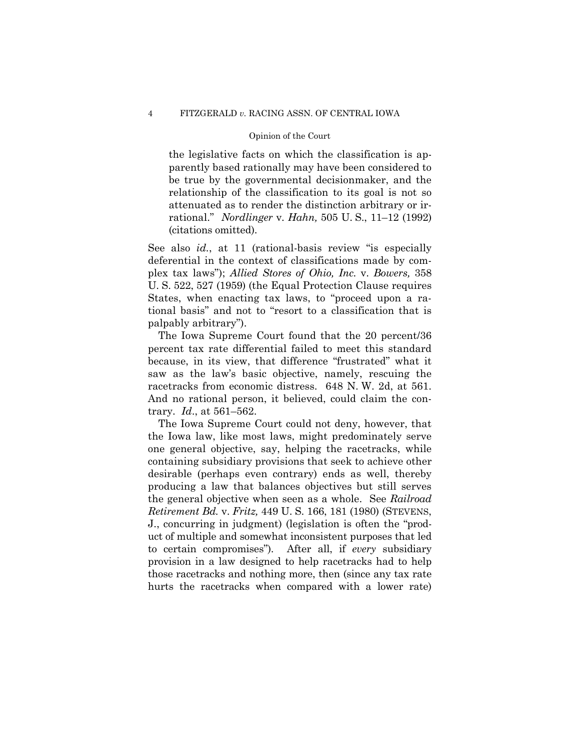> the legislative facts on which the classification is apparently based rationally may have been considered to be true by the governmental decisionmaker, and the relationship of the classification to its goal is not so attenuated as to render the distinction arbitrary or irrational." *Nordlinger* v. *Hahn,* 505 U. S., 11–12 (1992) (citations omitted).

See also *id*., at 11 (rational-basis review "is especially deferential in the context of classifications made by complex tax laws"); *Allied Stores of Ohio, Inc.* v. *Bowers,* 358 U. S. 522, 527 (1959) (the Equal Protection Clause requires States, when enacting tax laws, to "proceed upon a rational basis" and not to "resort to a classification that is palpably arbitrary").

The Iowa Supreme Court found that the 20 percent/36 percent tax rate differential failed to meet this standard because, in its view, that difference "frustrated" what it saw as the law's basic objective, namely, rescuing the racetracks from economic distress. 648 N. W. 2d, at 561. And no rational person, it believed, could claim the contrary. *Id*., at 561–562.

The Iowa Supreme Court could not deny, however, that the Iowa law, like most laws, might predominately serve one general objective, say, helping the racetracks, while containing subsidiary provisions that seek to achieve other desirable (perhaps even contrary) ends as well, thereby producing a law that balances objectives but still serves the general objective when seen as a whole. See *Railroad Retirement Bd.* v. *Fritz,* 449 U. S. 166, 181 (1980) (STEVENS, J., concurring in judgment) (legislation is often the "product of multiple and somewhat inconsistent purposes that led to certain compromises"). After all, if *every* subsidiary provision in a law designed to help racetracks had to help those racetracks and nothing more, then (since any tax rate hurts the racetracks when compared with a lower rate)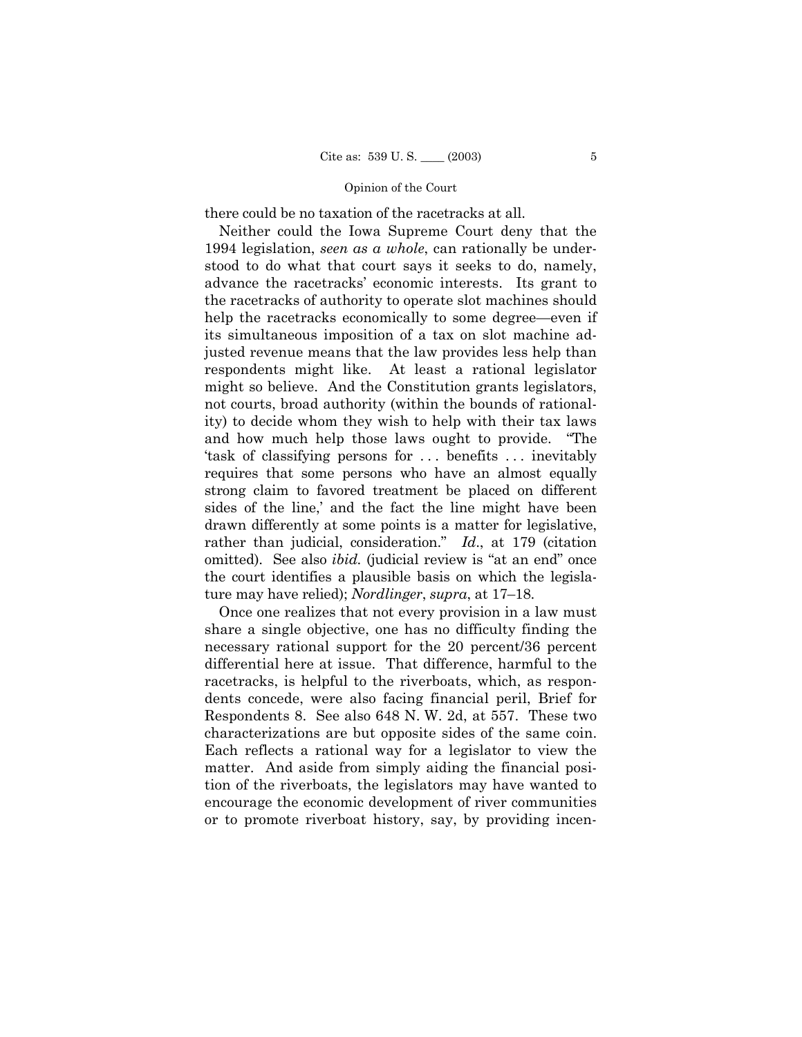there could be no taxation of the racetracks at all.

Neither could the Iowa Supreme Court deny that the 1994 legislation, *seen as a whole*, can rationally be understood to do what that court says it seeks to do, namely, advance the racetracks' economic interests. Its grant to the racetracks of authority to operate slot machines should help the racetracks economically to some degree—even if its simultaneous imposition of a tax on slot machine adjusted revenue means that the law provides less help than respondents might like. At least a rational legislator might so believe. And the Constitution grants legislators, not courts, broad authority (within the bounds of rationality) to decide whom they wish to help with their tax laws and how much help those laws ought to provide. "The 'task of classifying persons for . . . benefits . . . inevitably requires that some persons who have an almost equally strong claim to favored treatment be placed on different sides of the line,' and the fact the line might have been drawn differently at some points is a matter for legislative, rather than judicial, consideration." *Id*., at 179 (citation omitted). See also *ibid.* (judicial review is "at an end" once the court identifies a plausible basis on which the legislature may have relied); *Nordlinger*, *supra*, at 17–18.

Once one realizes that not every provision in a law must share a single objective, one has no difficulty finding the necessary rational support for the 20 percent/36 percent differential here at issue. That difference, harmful to the racetracks, is helpful to the riverboats, which, as respondents concede, were also facing financial peril, Brief for Respondents 8. See also 648 N. W. 2d, at 557. These two characterizations are but opposite sides of the same coin. Each reflects a rational way for a legislator to view the matter. And aside from simply aiding the financial position of the riverboats, the legislators may have wanted to encourage the economic development of river communities or to promote riverboat history, say, by providing incen-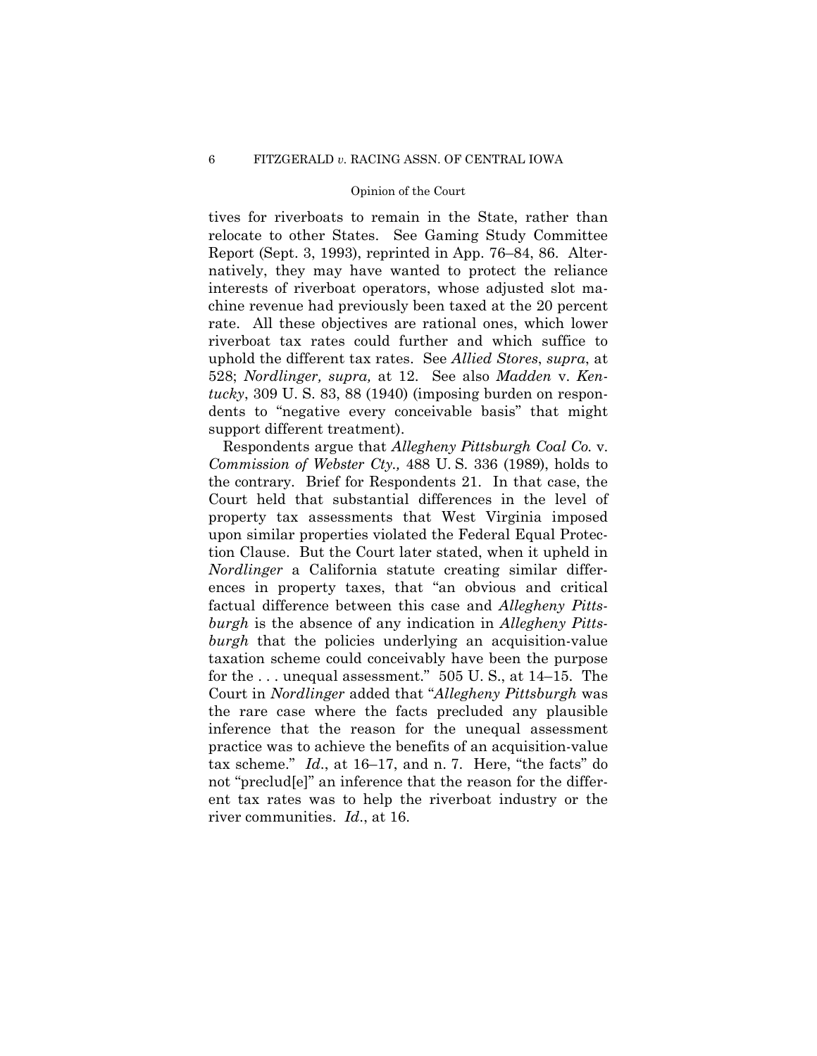tives for riverboats to remain in the State, rather than relocate to other States. See Gaming Study Committee Report (Sept. 3, 1993), reprinted in App. 76–84, 86. Alternatively, they may have wanted to protect the reliance interests of riverboat operators, whose adjusted slot machine revenue had previously been taxed at the 20 percent rate. All these objectives are rational ones, which lower riverboat tax rates could further and which suffice to uphold the different tax rates. See *Allied Stores*, *supra*, at 528; *Nordlinger, supra,* at 12. See also *Madden* v. *Kentucky*, 309 U. S. 83, 88 (1940) (imposing burden on respondents to "negative every conceivable basis" that might support different treatment).

Respondents argue that *Allegheny Pittsburgh Coal Co.* v. *Commission of Webster Cty.,* 488 U. S. 336 (1989), holds to the contrary. Brief for Respondents 21. In that case, the Court held that substantial differences in the level of property tax assessments that West Virginia imposed upon similar properties violated the Federal Equal Protection Clause. But the Court later stated, when it upheld in *Nordlinger* a California statute creating similar differences in property taxes, that "an obvious and critical factual difference between this case and *Allegheny Pittsburgh* is the absence of any indication in *Allegheny Pittsburgh* that the policies underlying an acquisition-value taxation scheme could conceivably have been the purpose for the . . . unequal assessment." 505 U. S., at 14–15. The Court in *Nordlinger* added that "*Allegheny Pittsburgh* was the rare case where the facts precluded any plausible inference that the reason for the unequal assessment practice was to achieve the benefits of an acquisition-value tax scheme." *Id*., at 16–17, and n. 7. Here, "the facts" do not "preclud[e]" an inference that the reason for the different tax rates was to help the riverboat industry or the river communities. *Id*., at 16.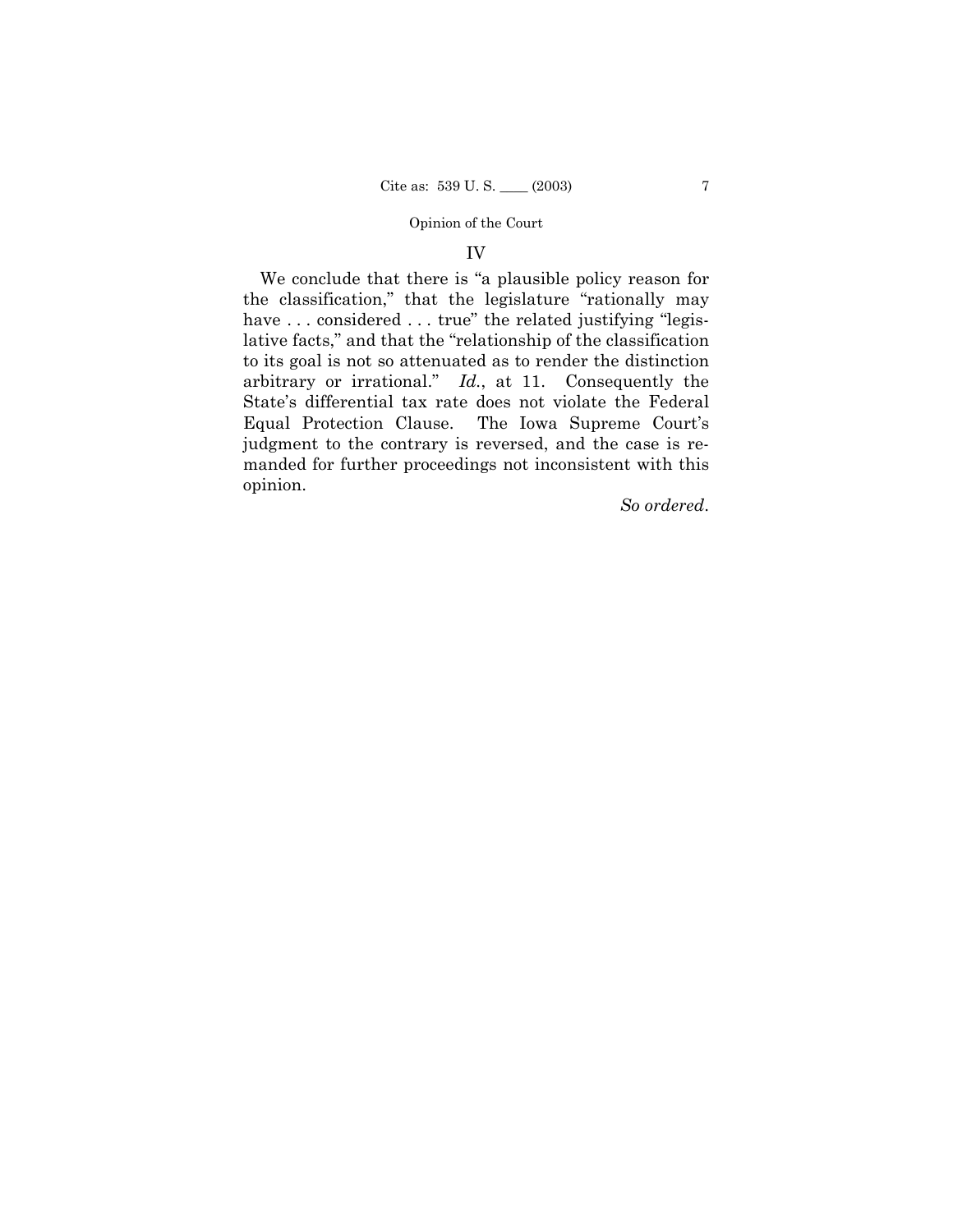## IV

We conclude that there is "a plausible policy reason for the classification," that the legislature "rationally may have . . . considered . . . true" the related justifying "legislative facts," and that the "relationship of the classification to its goal is not so attenuated as to render the distinction arbitrary or irrational." *Id.*, at 11. Consequently the State's differential tax rate does not violate the Federal Equal Protection Clause. The Iowa Supreme Court's judgment to the contrary is reversed, and the case is remanded for further proceedings not inconsistent with this opinion.

*So ordered.*